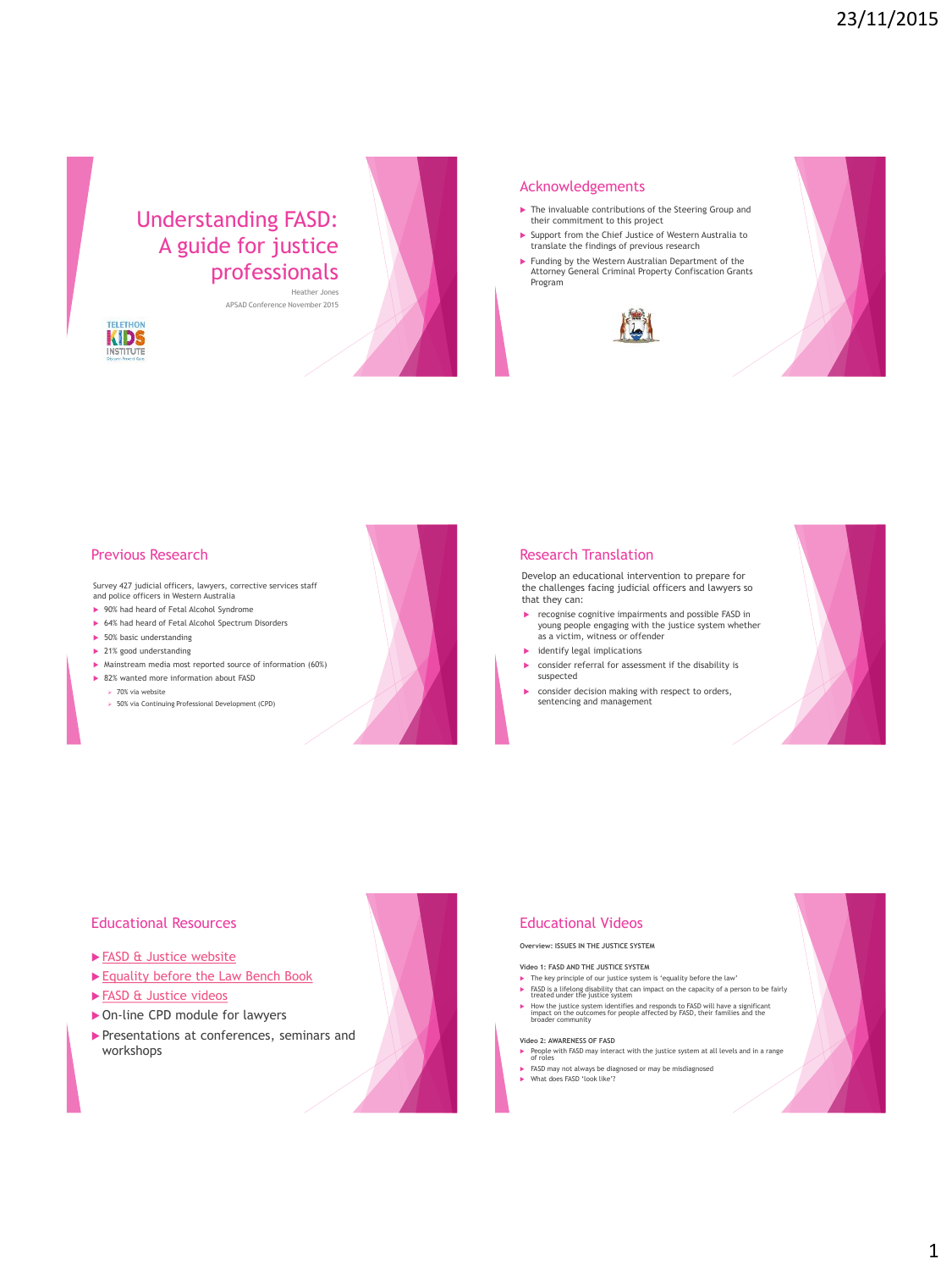# Understanding FASD: A guide for justice professionals

Heather Jones

APSAD Conference November 2015

TELETHON KIDS INSTITUTE

## Acknowledgements

- The invaluable contributions of the Steering Group and their commitment to this project
- Support from the Chief Justice of Western Australia to translate the findings of previous research
- Funding by the Western Australian Department of the Attorney General Criminal Property Confiscation Grants Program

## Previous Research

Survey 427 judicial officers, lawyers, corrective services staff and police officers in Western Australia

- 90% had heard of Fetal Alcohol Syndrome
- 64% had heard of Fetal Alcohol Spectrum Disorders
- 50% basic understanding
- 21% good understanding
- Mainstream media most reported source of information (60%)
- 82% wanted more information about FASD
  - 70% via website
  - 50% via Continuing Professional Development (CPD)

## Research Translation

Develop an educational intervention to prepare for the challenges facing judicial officers and lawyers so that they can:

- recognise cognitive impairments and possible FASD in young people engaging with the justice system whether as a victim, witness or offender
- identify legal implications
- consider referral for assessment if the disability is suspected
- consider decision making with respect to orders, sentencing and management

## Educational Resources

- FASD & Justice website
- Equality before the Law Bench Book
- FASD & Justice videos
- On-line CPD module for lawyers
- Presentations at conferences, seminars and workshops

## Educational Videos

**Overview: ISSUES IN THE JUSTICE SYSTEM**

**Video 1: FASD AND THE JUSTICE SYSTEM**

- The key principle of our justice system is 'equality before the law'
- FASD is a lifelong disability that can impact on the capacity of a person to be fairly treated under the justice system
- How the justice system identifies and responds to FASD will have a significant impact on the outcomes for people affected by FASD, their families and the broader community

**Video 2: AWARENESS OF FASD**

- People with FASD may interact with the justice system at all levels and in a range of roles
- FASD may not always be diagnosed or may be misdiagnosed
- What does FASD 'look like'?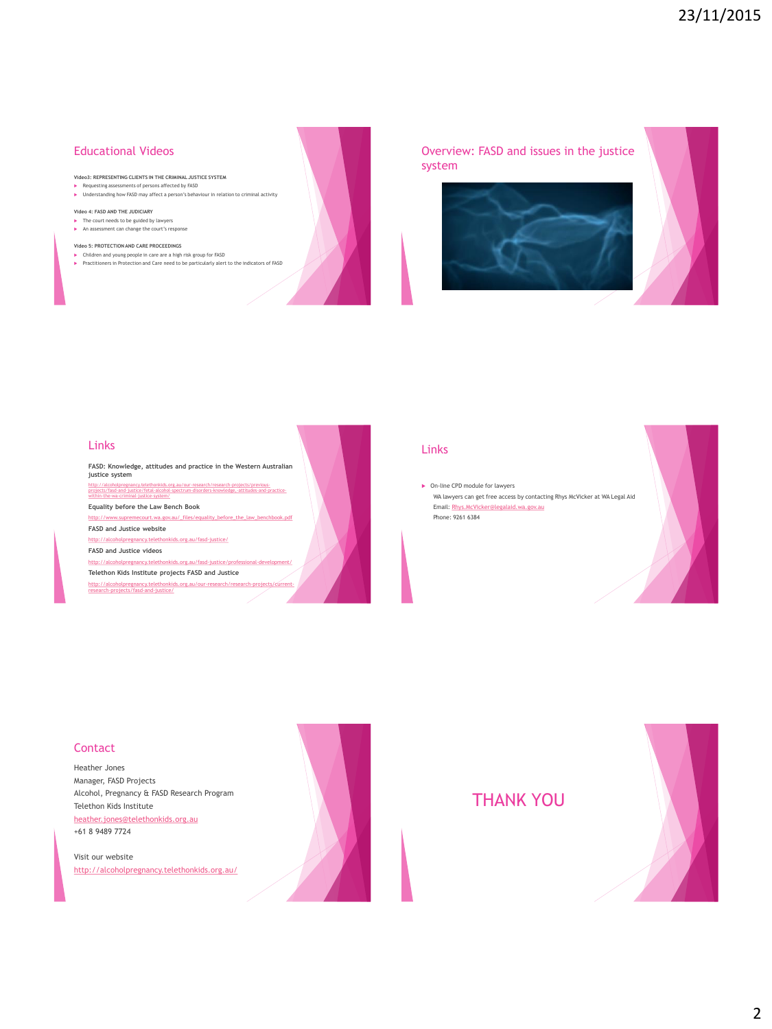## Educational Videos

**Video3: REPRESENTING CLIENTS IN THE CRIMINAL JUSTICE SYSTEM**

- Requesting assessments of persons affected by FASD
- Understanding how FASD may affect a person's behaviour in relation to criminal activity

**Video 4: FASD AND THE JUDICIARY**

- The court needs to be guided by lawyers
- An assessment can change the court's response

**Video 5: PROTECTION AND CARE PROCEEDINGS**

- Children and young people in care are a high risk group for FASD
- Practitioners in Protection and Care need to be particularly alert to the indicators of FASD

## Overview: FASD and issues in the justice system

## Links

**FASD: Knowledge, attitudes and practice in the Western Australian justice system**

http://alcoholpregnancy.telethonkids.org.au/our-research/research-projects/previous-projects/fasd-and-justice/fetal-alcohol-spectrum-disorders-knowledge,-attitudes-and-practice-within-the-wa-criminal-justice-system/

**Equality before the Law Bench Book**

http://www.supremecourt.wa.gov.au/_files/equality_before_the_law_benchbook.pdf

**FASD and Justice website**

http://alcoholpregnancy.telethonkids.org.au/fasd-justice/

**FASD and Justice videos**

http://alcoholpregnancy.telethonkids.org.au/fasd-justice/professional-development/

**Telethon Kids Institute projects FASD and Justice**

http://alcoholpregnancy.telethonkids.org.au/our-research/research-projects/current-research-projects/fasd-and-justice/

## Links

- On-line CPD module for lawyers

  WA lawyers can get free access by contacting Rhys McVicker at WA Legal Aid

  Email: Rhys.McVicker@legalaid.wa.gov.au

  Phone: 9261 6384

## Contact

Heather Jones
Manager, FASD Projects
Alcohol, Pregnancy & FASD Research Program
Telethon Kids Institute
heather.jones@telethonkids.org.au
+61 8 9489 7724

Visit our website
http://alcoholpregnancy.telethonkids.org.au/

## THANK YOU